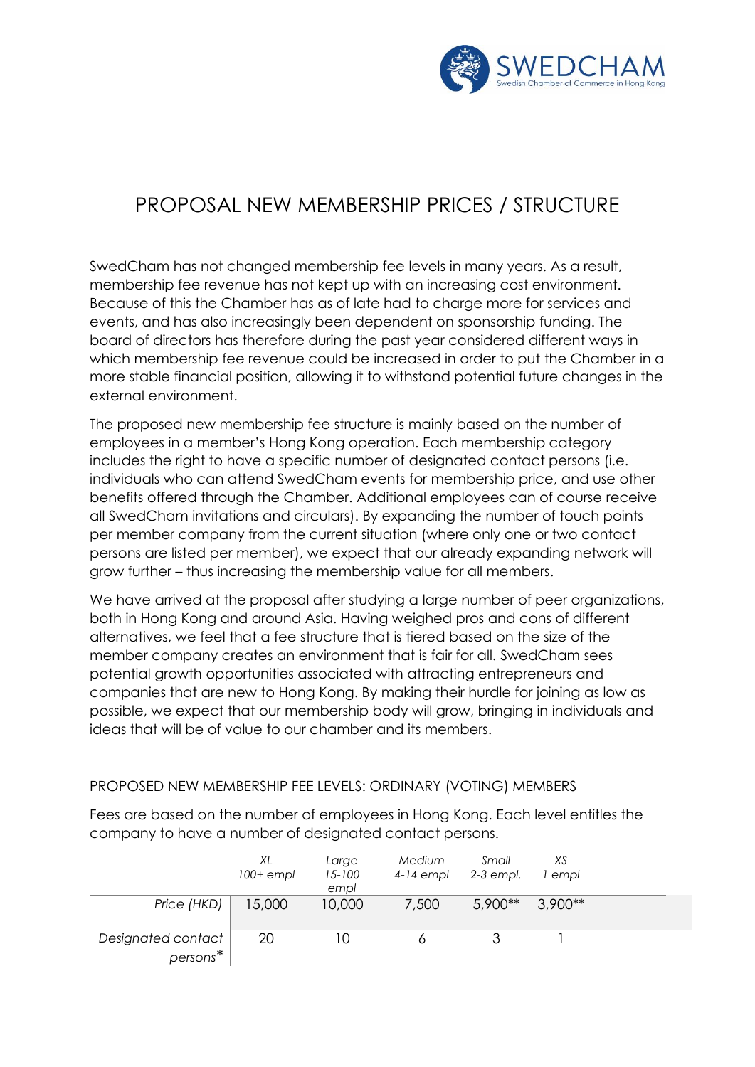# PROPOSAL NEW MEMBERSHIP PRICES / STRUCTURE

SwedCham has not changed membership fee levels in many years. As a result, membership fee revenue has not kept up with an increasing cost environment. Because of this the Chamber has as of late had to charge more for services and events, and has also increasingly been dependent on sponsorship funding. The board of directors has therefore during the past year considered different ways in which membership fee revenue could be increased in order to put the Chamber in a more stable financial position, allowing it to withstand potential future changes in the external environment.

The proposed new membership fee structure is mainly based on the number of employees in a member's Hong Kong operation. Each membership category includes the right to have a specific number of designated contact persons (i.e. individuals who can attend SwedCham events for membership price, and use other benefits offered through the Chamber. Additional employees can of course receive all SwedCham invitations and circulars). By expanding the number of touch points per member company from the current situation (where only one or two contact persons are listed per member), we expect that our already expanding network will grow further – thus increasing the membership value for all members.

We have arrived at the proposal after studying a large number of peer organizations, both in Hong Kong and around Asia. Having weighed pros and cons of different alternatives, we feel that a fee structure that is tiered based on the size of the member company creates an environment that is fair for all. SwedCham sees potential growth opportunities associated with attracting entrepreneurs and companies that are new to Hong Kong. By making their hurdle for joining as low as possible, we expect that our membership body will grow, bringing in individuals and ideas that will be of value to our chamber and its members.

PROPOSED NEW MEMBERSHIP FEE LEVELS: ORDINARY (VOTING) MEMBERS

Fees are based on the number of employees in Hong Kong. Each level entitles the company to have a number of designated contact persons.

| | *XL 100+ empl* | *Large 15-100 empl* | *Medium 4-14 empl* | *Small 2-3 empl.* | *XS 1 empl* |
|---|---|---|---|---|---|
| *Price (HKD)* | 15,000 | 10,000 | 7,500 | 5,900** | 3,900** |
| *Designated contact persons** | 20 | 10 | 6 | 3 | 1 |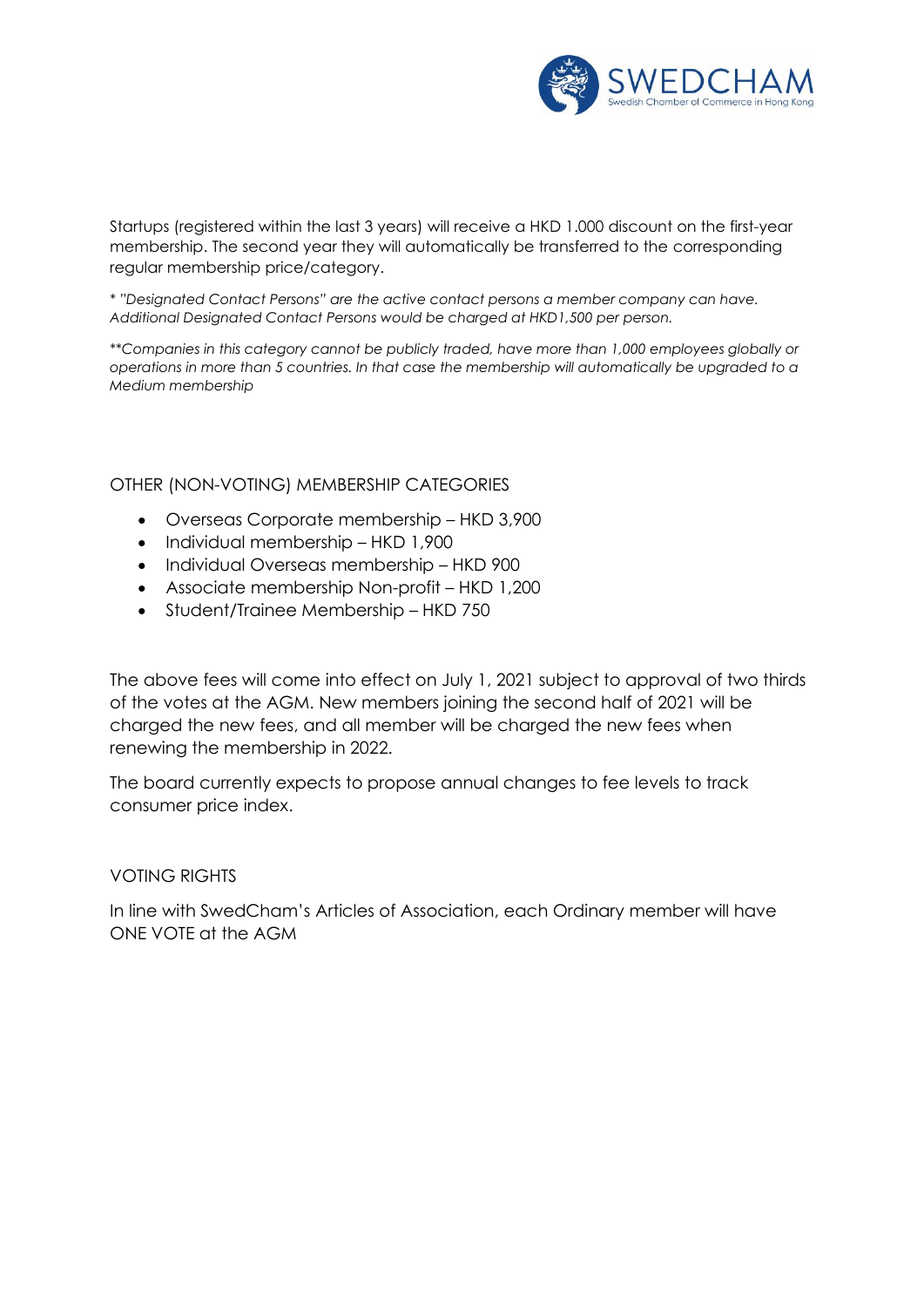Startups (registered within the last 3 years) will receive a HKD 1.000 discount on the first-year membership. The second year they will automatically be transferred to the corresponding regular membership price/category.

*\* "Designated Contact Persons" are the active contact persons a member company can have. Additional Designated Contact Persons would be charged at HKD1,500 per person.*

*\*\*Companies in this category cannot be publicly traded, have more than 1,000 employees globally or operations in more than 5 countries. In that case the membership will automatically be upgraded to a Medium membership*

OTHER (NON-VOTING) MEMBERSHIP CATEGORIES

- Overseas Corporate membership – HKD 3,900
- Individual membership – HKD 1,900
- Individual Overseas membership – HKD 900
- Associate membership Non-profit – HKD 1,200
- Student/Trainee Membership – HKD 750

The above fees will come into effect on July 1, 2021 subject to approval of two thirds of the votes at the AGM. New members joining the second half of 2021 will be charged the new fees, and all member will be charged the new fees when renewing the membership in 2022.

The board currently expects to propose annual changes to fee levels to track consumer price index.

VOTING RIGHTS

In line with SwedCham's Articles of Association, each Ordinary member will have ONE VOTE at the AGM